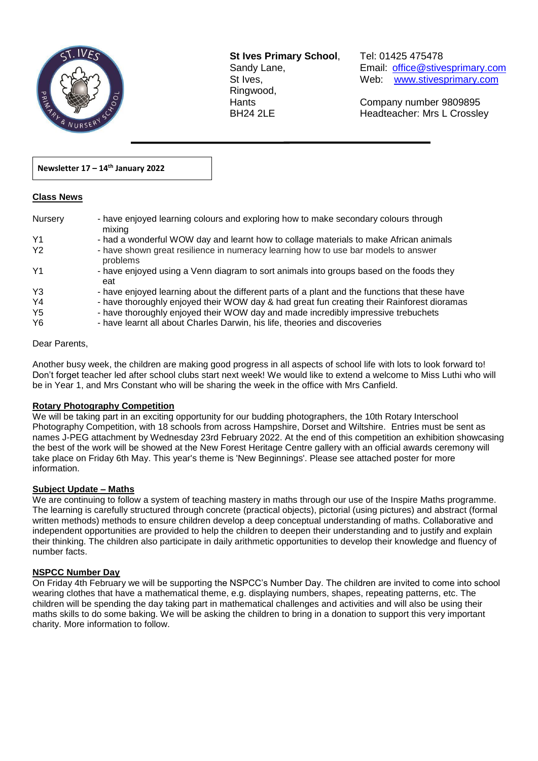**St Ives Primary School**,
Sandy Lane,
St Ives,
Ringwood,
Hants
BH24 2LE

Tel: 01425 475478
Email: office@stivesprimary.com
Web: www.stivesprimary.com

Company number 9809895
Headteacher: Mrs L Crossley

**Newsletter 17 – 14th January 2022**

## Class News

| | |
|---|---|
| Nursery | - have enjoyed learning colours and exploring how to make secondary colours through mixing |
| Y1 | - had a wonderful WOW day and learnt how to collage materials to make African animals |
| Y2 | - have shown great resilience in numeracy learning how to use bar models to answer problems |
| Y1 | - have enjoyed using a Venn diagram to sort animals into groups based on the foods they eat |
| Y3 | - have enjoyed learning about the different parts of a plant and the functions that these have |
| Y4 | - have thoroughly enjoyed their WOW day & had great fun creating their Rainforest dioramas |
| Y5 | - have thoroughly enjoyed their WOW day and made incredibly impressive trebuchets |
| Y6 | - have learnt all about Charles Darwin, his life, theories and discoveries |

Dear Parents,

Another busy week, the children are making good progress in all aspects of school life with lots to look forward to! Don't forget teacher led after school clubs start next week! We would like to extend a welcome to Miss Luthi who will be in Year 1, and Mrs Constant who will be sharing the week in the office with Mrs Canfield.

## Rotary Photography Competition

We will be taking part in an exciting opportunity for our budding photographers, the 10th Rotary Interschool Photography Competition, with 18 schools from across Hampshire, Dorset and Wiltshire. Entries must be sent as names J-PEG attachment by Wednesday 23rd February 2022. At the end of this competition an exhibition showcasing the best of the work will be showed at the New Forest Heritage Centre gallery with an official awards ceremony will take place on Friday 6th May. This year's theme is 'New Beginnings'. Please see attached poster for more information.

## Subject Update – Maths

We are continuing to follow a system of teaching mastery in maths through our use of the Inspire Maths programme. The learning is carefully structured through concrete (practical objects), pictorial (using pictures) and abstract (formal written methods) methods to ensure children develop a deep conceptual understanding of maths. Collaborative and independent opportunities are provided to help the children to deepen their understanding and to justify and explain their thinking. The children also participate in daily arithmetic opportunities to develop their knowledge and fluency of number facts.

## NSPCC Number Day

On Friday 4th February we will be supporting the NSPCC's Number Day. The children are invited to come into school wearing clothes that have a mathematical theme, e.g. displaying numbers, shapes, repeating patterns, etc. The children will be spending the day taking part in mathematical challenges and activities and will also be using their maths skills to do some baking. We will be asking the children to bring in a donation to support this very important charity. More information to follow.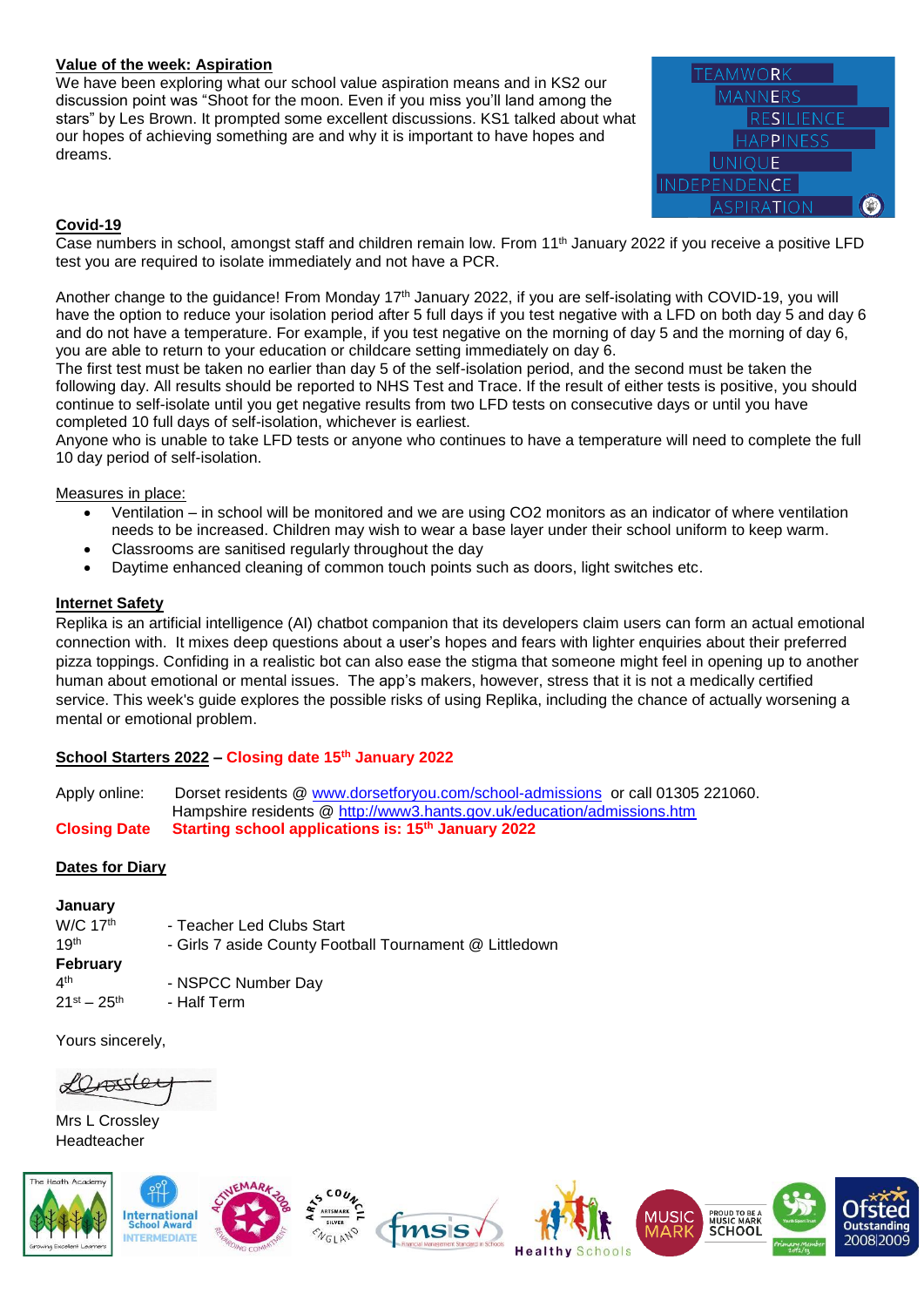**Value of the week: Aspiration**

We have been exploring what our school value aspiration means and in KS2 our discussion point was "Shoot for the moon. Even if you miss you'll land among the stars" by Les Brown. It prompted some excellent discussions. KS1 talked about what our hopes of achieving something are and why it is important to have hopes and dreams.

TEAMWORK
MANNERS
RESILIENCE
HAPPINESS
UNIQUE
INDEPENDENCE
ASPIRATION

**Covid-19**

Case numbers in school, amongst staff and children remain low. From 11th January 2022 if you receive a positive LFD test you are required to isolate immediately and not have a PCR.

Another change to the guidance! From Monday 17th January 2022, if you are self-isolating with COVID-19, you will have the option to reduce your isolation period after 5 full days if you test negative with a LFD on both day 5 and day 6 and do not have a temperature. For example, if you test negative on the morning of day 5 and the morning of day 6, you are able to return to your education or childcare setting immediately on day 6.
The first test must be taken no earlier than day 5 of the self-isolation period, and the second must be taken the following day. All results should be reported to NHS Test and Trace. If the result of either tests is positive, you should continue to self-isolate until you get negative results from two LFD tests on consecutive days or until you have completed 10 full days of self-isolation, whichever is earliest.
Anyone who is unable to take LFD tests or anyone who continues to have a temperature will need to complete the full 10 day period of self-isolation.

Measures in place:

- Ventilation – in school will be monitored and we are using CO2 monitors as an indicator of where ventilation needs to be increased. Children may wish to wear a base layer under their school uniform to keep warm.
- Classrooms are sanitised regularly throughout the day
- Daytime enhanced cleaning of common touch points such as doors, light switches etc.

**Internet Safety**

Replika is an artificial intelligence (AI) chatbot companion that its developers claim users can form an actual emotional connection with. It mixes deep questions about a user's hopes and fears with lighter enquiries about their preferred pizza toppings. Confiding in a realistic bot can also ease the stigma that someone might feel in opening up to another human about emotional or mental issues. The app's makers, however, stress that it is not a medically certified service. This week's guide explores the possible risks of using Replika, including the chance of actually worsening a mental or emotional problem.

**School Starters 2022 – Closing date 15th January 2022**

Apply online: Dorset residents @ www.dorsetforyou.com/school-admissions or call 01305 221060.
Hampshire residents @ http://www3.hants.gov.uk/education/admissions.htm

**Closing Date Starting school applications is: 15th January 2022**

**Dates for Diary**

**January**

| | |
|---|---|
| W/C 17th | - Teacher Led Clubs Start |
| 19th | - Girls 7 aside County Football Tournament @ Littledown |

**February**

| | |
|---|---|
| 4th | - NSPCC Number Day |
| 21st – 25th | - Half Term |

Yours sincerely,

Mrs L Crossley
Headteacher